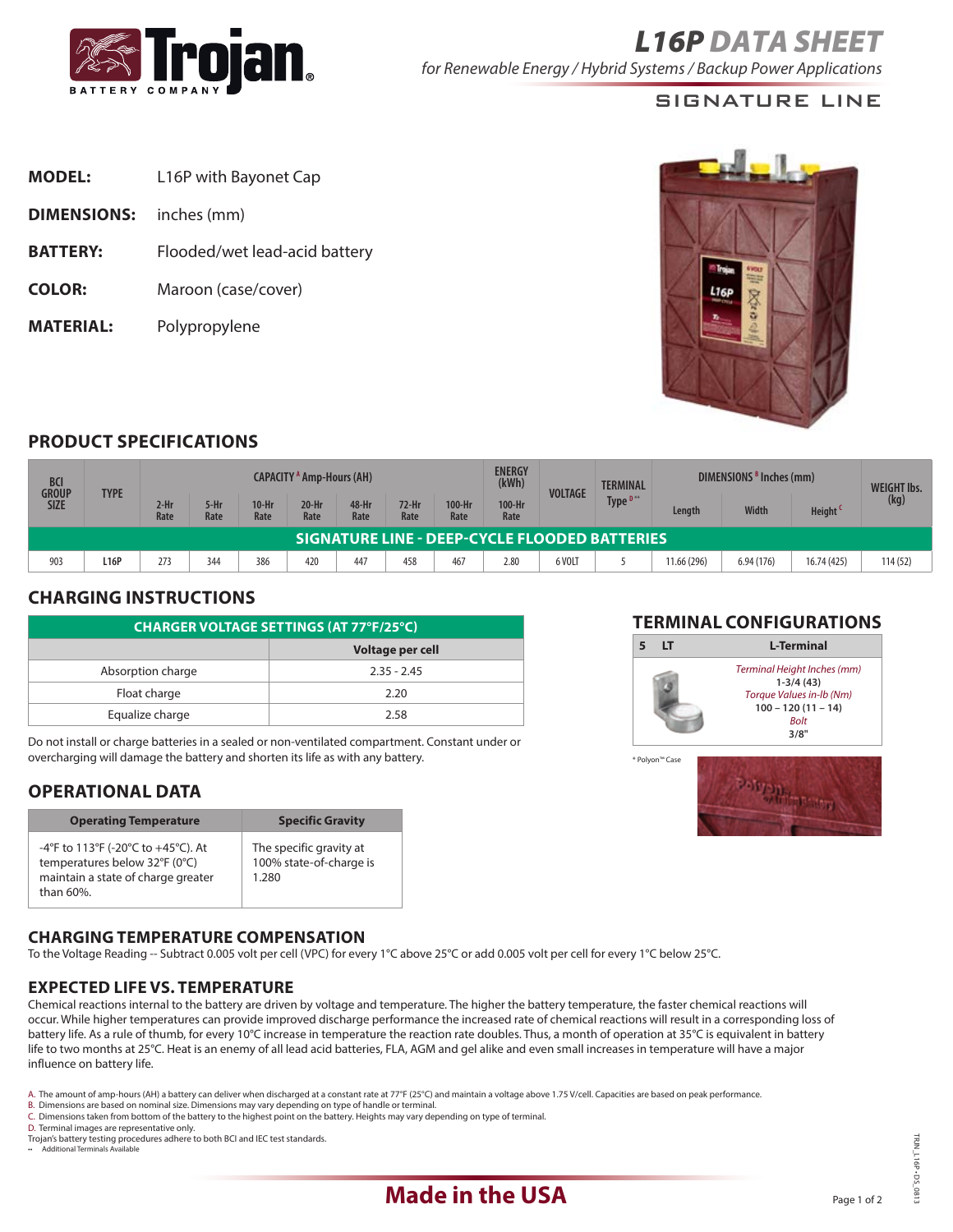# L16P DATA SHEET

*for Renewable Energy / Hybrid Systems / Backup Power Applications*

SIGNATURE LINE

**MODEL:** L16P with Bayonet Cap

**DIMENSIONS:** inches (mm)

**BATTERY:** Flooded/wet lead-acid battery

**COLOR:** Maroon (case/cover)

**MATERIAL:** Polypropylene

## PRODUCT SPECIFICATIONS

| BCI GROUP SIZE | TYPE | CAPACITY [A] Amp-Hours (AH) | | | | | | | ENERGY (kWh) | VOLTAGE | TERMINAL Type [D] ** | DIMENSIONS [B] Inches (mm) | | | WEIGHT lbs. (kg) |
|---|---|---|---|---|---|---|---|---|---|---|---|---|---|---|---|
| | | 2-Hr Rate | 5-Hr Rate | 10-Hr Rate | 20-Hr Rate | 48-Hr Rate | 72-Hr Rate | 100-Hr Rate | 100-Hr Rate | | | Length | Width | Height [C] | |
| **SIGNATURE LINE - DEEP-CYCLE FLOODED BATTERIES** | | | | | | | | | | | | | | | |
| 903 | **L16P** | 273 | 344 | 386 | 420 | 447 | 458 | 467 | 2.80 | 6 VOLT | 5 | 11.66 (296) | 6.94 (176) | 16.74 (425) | 114 (52) |

## CHARGING INSTRUCTIONS

| CHARGER VOLTAGE SETTINGS (AT 77°F/25°C) | |
|---|---|
| | **Voltage per cell** |
| Absorption charge | 2.35 - 2.45 |
| Float charge | 2.20 |
| Equalize charge | 2.58 |

Do not install or charge batteries in a sealed or non-ventilated compartment. Constant under or overcharging will damage the battery and shorten its life as with any battery.

## TERMINAL CONFIGURATIONS

| 5 LT | L-Terminal |
|---|---|
| | *Terminal Height Inches (mm)* **1-3/4 (43)** *Torque Values in-lb (Nm)* **100 – 120 (11 – 14)** *Bolt* **3/8"** |

* Polyon™ Case

## OPERATIONAL DATA

| Operating Temperature | Specific Gravity |
|---|---|
| -4°F to 113°F (-20°C to +45°C). At temperatures below 32°F (0°C) maintain a state of charge greater than 60%. | The specific gravity at 100% state-of-charge is 1.280 |

## CHARGING TEMPERATURE COMPENSATION

To the Voltage Reading -- Subtract 0.005 volt per cell (VPC) for every 1°C above 25°C or add 0.005 volt per cell for every 1°C below 25°C.

## EXPECTED LIFE VS. TEMPERATURE

Chemical reactions internal to the battery are driven by voltage and temperature. The higher the battery temperature, the faster chemical reactions will occur. While higher temperatures can provide improved discharge performance the increased rate of chemical reactions will result in a corresponding loss of battery life. As a rule of thumb, for every 10°C increase in temperature the reaction rate doubles. Thus, a month of operation at 35°C is equivalent in battery life to two months at 25°C. Heat is an enemy of all lead acid batteries, FLA, AGM and gel alike and even small increases in temperature will have a major influence on battery life.

A. The amount of amp-hours (AH) a battery can deliver when discharged at a constant rate at 77°F (25°C) and maintain a voltage above 1.75 V/cell. Capacities are based on peak performance.
B. Dimensions are based on nominal size. Dimensions may vary depending on type of handle or terminal.
C. Dimensions taken from bottom of the battery to the highest point on the battery. Heights may vary depending on type of terminal.
D. Terminal images are representative only.
Trojan's battery testing procedures adhere to both BCI and IEC test standards.
** Additional Terminals Available

**Made in the USA**

TRJN_L16P-DS_0813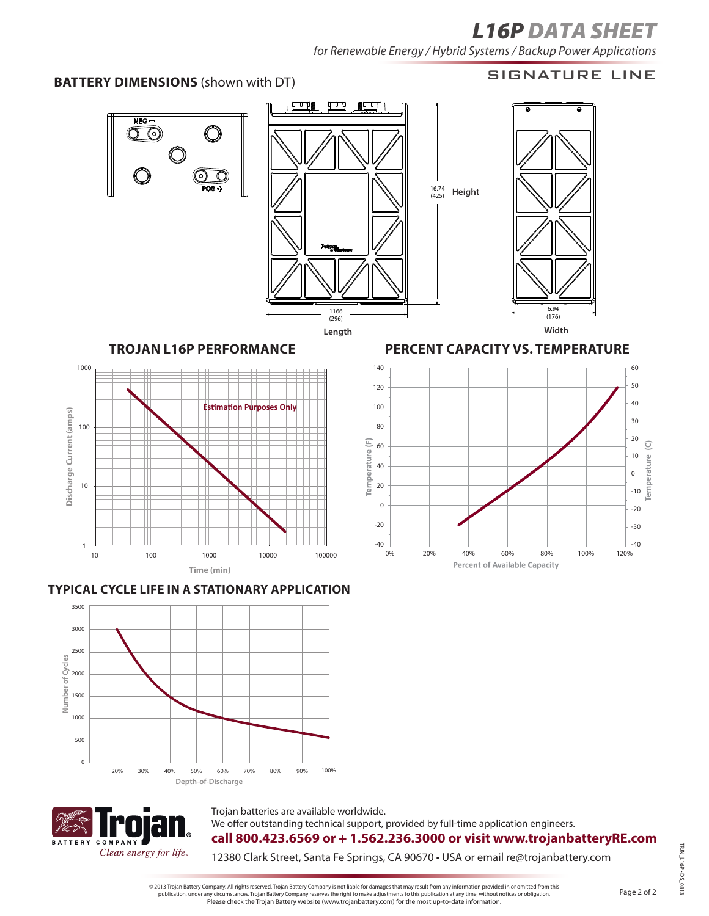# L16P DATA SHEET

*for Renewable Energy / Hybrid Systems / Backup Power Applications*

SIGNATURE LINE

## BATTERY DIMENSIONS (shown with DT)

NEG −

POS +

16.74 (425) Height

1166 (296) Length

6.94 (176) Width

## TROJAN L16P PERFORMANCE

Estimation Purposes Only

Discharge Current (amps)

1000
100
10
1

Time (min)

10 100 1000 10000 100000

## PERCENT CAPACITY VS. TEMPERATURE

Temperature (F)

140 120 100 80 60 40 20 0 -20 -40

Temperature (C)

60 50 40 30 20 10 0 -10 -20 -30 -40

Percent of Available Capacity

0% 20% 40% 60% 80% 100% 120%

## TYPICAL CYCLE LIFE IN A STATIONARY APPLICATION

Number of Cycles

3500 3000 2500 2000 1500 1000 500 0

Depth-of-Discharge

20% 30% 40% 50% 60% 70% 80% 90% 100%

Trojan BATTERY COMPANY

*Clean energy for life.*

Trojan batteries are available worldwide.
We offer outstanding technical support, provided by full-time application engineers.

**call 800.423.6569 or + 1.562.236.3000 or visit www.trojanbatteryRE.com**

12380 Clark Street, Santa Fe Springs, CA 90670 • USA or email re@trojanbattery.com

© 2013 Trojan Battery Company. All rights reserved. Trojan Battery Company is not liable for damages that may result from any information provided in or omitted from this publication, under any circumstances. Trojan Battery Company reserves the right to make adjustments to this publication at any time, without notices or obligation. Please check the Trojan Battery website (www.trojanbattery.com) for the most up-to-date information.

TRJN_L16P • DS_0813